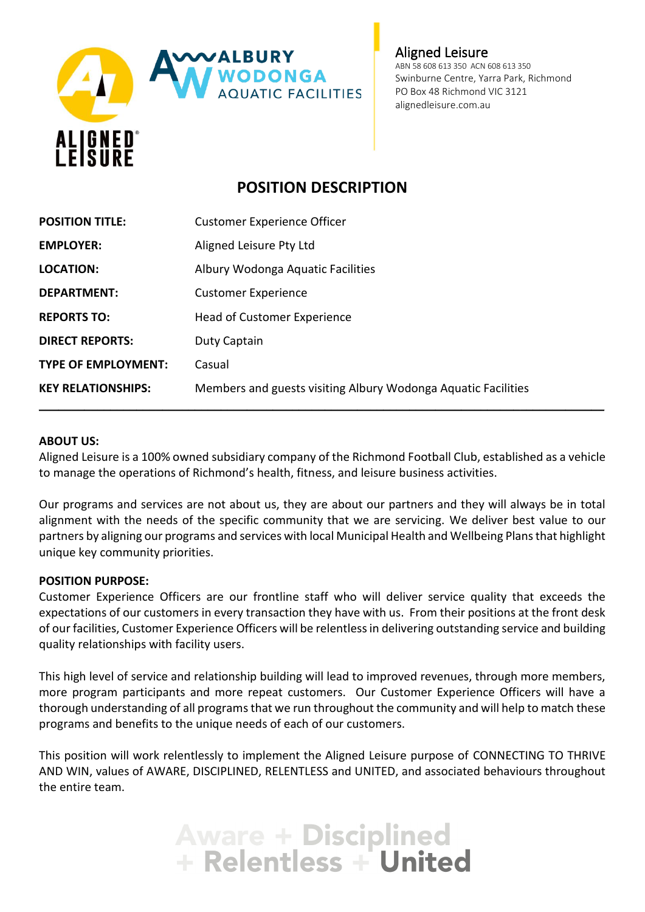Aligned Leisure
ABN 58 608 613 350 ACN 608 613 350
Swinburne Centre, Yarra Park, Richmond
PO Box 48 Richmond VIC 3121
alignedleisure.com.au

# POSITION DESCRIPTION

| | |
|---|---|
| **POSITION TITLE:** | Customer Experience Officer |
| **EMPLOYER:** | Aligned Leisure Pty Ltd |
| **LOCATION:** | Albury Wodonga Aquatic Facilities |
| **DEPARTMENT:** | Customer Experience |
| **REPORTS TO:** | Head of Customer Experience |
| **DIRECT REPORTS:** | Duty Captain |
| **TYPE OF EMPLOYMENT:** | Casual |
| **KEY RELATIONSHIPS:** | Members and guests visiting Albury Wodonga Aquatic Facilities |

---

**ABOUT US:**
Aligned Leisure is a 100% owned subsidiary company of the Richmond Football Club, established as a vehicle to manage the operations of Richmond's health, fitness, and leisure business activities.

Our programs and services are not about us, they are about our partners and they will always be in total alignment with the needs of the specific community that we are servicing. We deliver best value to our partners by aligning our programs and services with local Municipal Health and Wellbeing Plans that highlight unique key community priorities.

**POSITION PURPOSE:**
Customer Experience Officers are our frontline staff who will deliver service quality that exceeds the expectations of our customers in every transaction they have with us. From their positions at the front desk of our facilities, Customer Experience Officers will be relentless in delivering outstanding service and building quality relationships with facility users.

This high level of service and relationship building will lead to improved revenues, through more members, more program participants and more repeat customers. Our Customer Experience Officers will have a thorough understanding of all programs that we run throughout the community and will help to match these programs and benefits to the unique needs of each of our customers.

This position will work relentlessly to implement the Aligned Leisure purpose of CONNECTING TO THRIVE AND WIN, values of AWARE, DISCIPLINED, RELENTLESS and UNITED, and associated behaviours throughout the entire team.

Aware + Disciplined + Relentless + United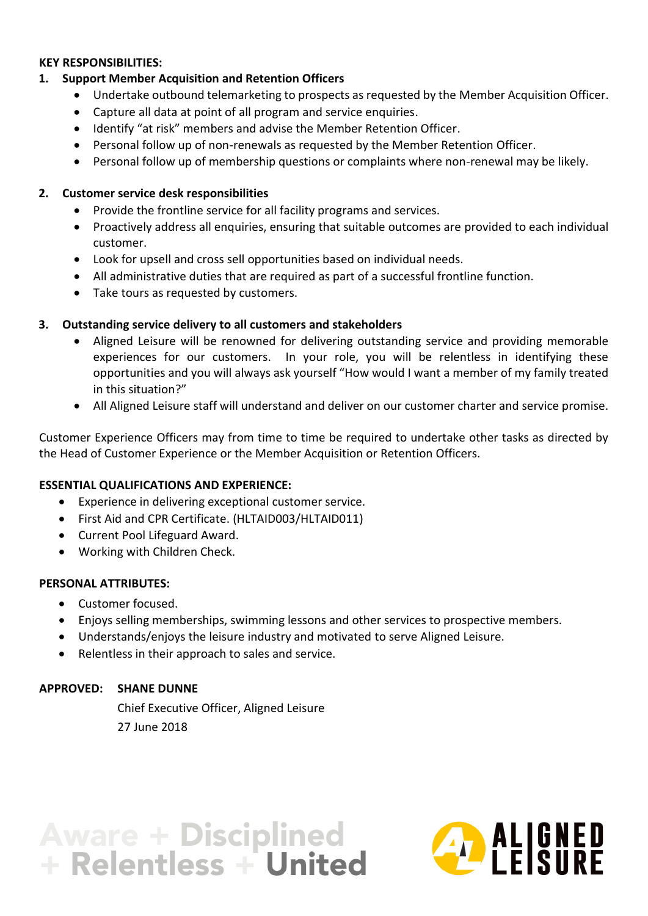**KEY RESPONSIBILITIES:**

1. **Support Member Acquisition and Retention Officers**
   - Undertake outbound telemarketing to prospects as requested by the Member Acquisition Officer.
   - Capture all data at point of all program and service enquiries.
   - Identify "at risk" members and advise the Member Retention Officer.
   - Personal follow up of non-renewals as requested by the Member Retention Officer.
   - Personal follow up of membership questions or complaints where non-renewal may be likely.

2. **Customer service desk responsibilities**
   - Provide the frontline service for all facility programs and services.
   - Proactively address all enquiries, ensuring that suitable outcomes are provided to each individual customer.
   - Look for upsell and cross sell opportunities based on individual needs.
   - All administrative duties that are required as part of a successful frontline function.
   - Take tours as requested by customers.

3. **Outstanding service delivery to all customers and stakeholders**
   - Aligned Leisure will be renowned for delivering outstanding service and providing memorable experiences for our customers. In your role, you will be relentless in identifying these opportunities and you will always ask yourself "How would I want a member of my family treated in this situation?"
   - All Aligned Leisure staff will understand and deliver on our customer charter and service promise.

Customer Experience Officers may from time to time be required to undertake other tasks as directed by the Head of Customer Experience or the Member Acquisition or Retention Officers.

**ESSENTIAL QUALIFICATIONS AND EXPERIENCE:**

- Experience in delivering exceptional customer service.
- First Aid and CPR Certificate. (HLTAID003/HLTAID011)
- Current Pool Lifeguard Award.
- Working with Children Check.

**PERSONAL ATTRIBUTES:**

- Customer focused.
- Enjoys selling memberships, swimming lessons and other services to prospective members.
- Understands/enjoys the leisure industry and motivated to serve Aligned Leisure.
- Relentless in their approach to sales and service.

**APPROVED:** **SHANE DUNNE**
Chief Executive Officer, Aligned Leisure
27 June 2018

Aware + Disciplined + Relentless + United

ALIGNED LEISURE